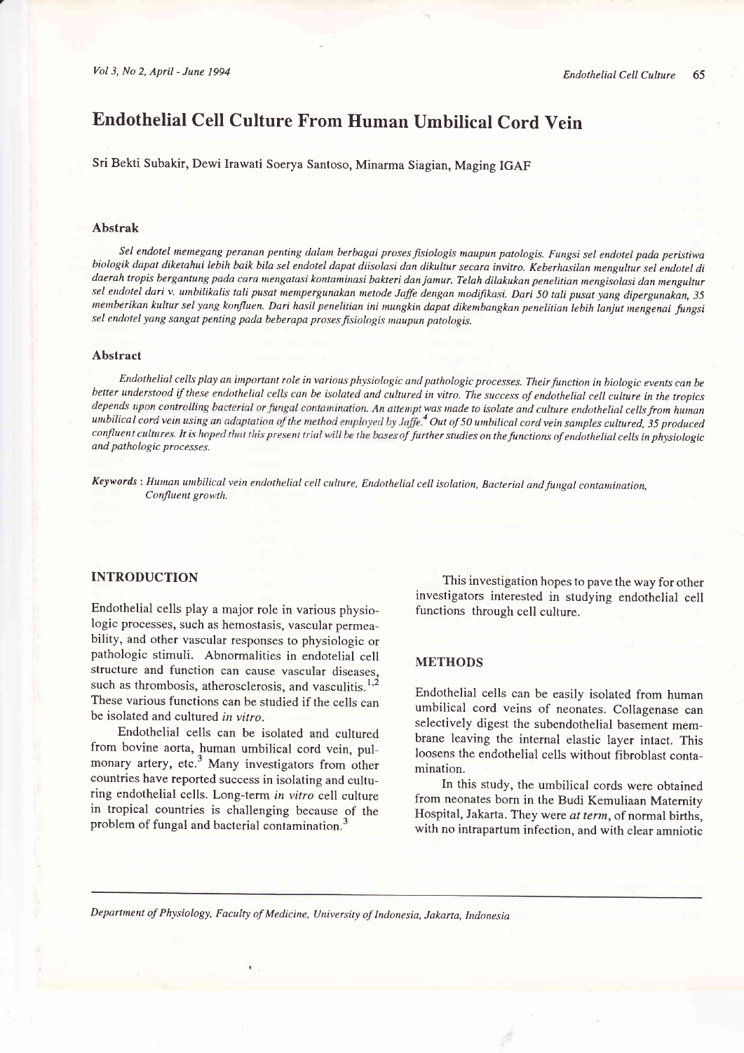# Endothelial Cell Culture From Human Umbilical Cord Vein

Sri Bekti Subakir, Dewi Irawati Soerya Santoso, Minarma Siagian, Maging IGAF

### Abstrak

*Sel endotel memegang peranan penting dalam berbagai proses fisiologis maupun patologis. Fungsi sel endotel pada peristiwa biologik dapat diketahui lebih baik bila sel endotel dapat diisolasi dan dikultur secara invitro. Keberhasilan mengultur sel endotel di daerah tropis bergantung pada cara mengatasi kontaminasi bakteri dan jamur. Telah dilakukan penelitian mengisolasi dan mengultur sel endotel dari v. umbilikalis tali pusat mempergunakan metode Jaffe dengan modifikasi. Dari 50 tali pusat yang dipergunakan, 35 memberikan kultur sel yang konfluen. Dari hasil penelitian ini mungkin dapat dikembangkan penelitian lebih lanjut mengenai fungsi sel endotel yang sangat penting pada beberapa proses fisiologis maupun patologis.*

### Abstract

*Endothelial cells play an important role in various physiologic and pathologic processes. Their function in biologic events can be better understood if these endothelial cells can be isolated and cultured in vitro. The success of endothelial cell culture in the tropics depends upon controlling bacterial or fungal contamination. An attempt was made to isolate and culture endothelial cells from human umbilical cord vein using an adaptation of the method employed by Jaffe.[4] Out of 50 umbilical cord vein samples cultured, 35 produced confluent cultures. It is hoped that this present trial will be the bases of further studies on the functions of endothelial cells in physiologic and pathologic processes.*

***Keywords*** : *Human umbilical vein endothelial cell culture, Endothelial cell isolation, Bacterial and fungal contamination, Confluent growth.*

## INTRODUCTION

Endothelial cells play a major role in various physiologic processes, such as hemostasis, vascular permeability, and other vascular responses to physiologic or pathologic stimuli. Abnormalities in endotelial cell structure and function can cause vascular diseases, such as thrombosis, atherosclerosis, and vasculitis.[1,2] These various functions can be studied if the cells can be isolated and cultured *in vitro*.

Endothelial cells can be isolated and cultured from bovine aorta, human umbilical cord vein, pulmonary artery, etc.[3] Many investigators from other countries have reported success in isolating and culturing endothelial cells. Long-term *in vitro* cell culture in tropical countries is challenging because of the problem of fungal and bacterial contamination.[3]

This investigation hopes to pave the way for other investigators interested in studying endothelial cell functions through cell culture.

## METHODS

Endothelial cells can be easily isolated from human umbilical cord veins of neonates. Collagenase can selectively digest the subendothelial basement membrane leaving the internal elastic layer intact. This loosens the endothelial cells without fibroblast contamination.

In this study, the umbilical cords were obtained from neonates born in the Budi Kemuliaan Maternity Hospital, Jakarta. They were *at term*, of normal births, with no intrapartum infection, and with clear amniotic

Department of Physiology, Faculty of Medicine, University of Indonesia, Jakarta, Indonesia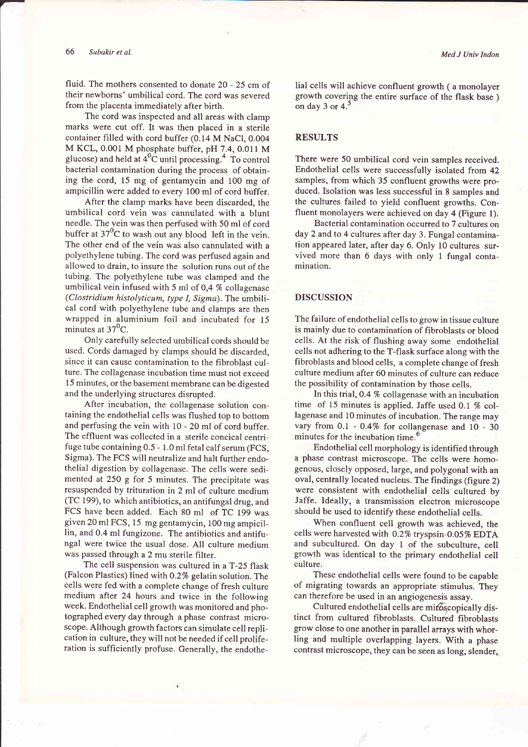fluid. The mothers consented to donate 20 - 25 cm of their newborns' umbilical cord. The cord was severed from the placenta immediately after birth.

The cord was inspected and all areas with clamp marks were cut off. It was then placed in a sterile container filled with cord buffer (0.14 M NaCl, 0.004 M KCL, 0.001 M phosphate buffer, pH 7.4, 0.011 M glucose) and held at $4^0$C until processing.[4] To control bacterial contamination during the process of obtaining the cord, 15 mg of gentamycin and 100 mg of ampicillin were added to every 100 ml of cord buffer.

After the clamp marks have been discarded, the umbilical cord vein was cannulated with a blunt needle. The vein was then perfused with 50 ml of cord buffer at $37^0$C to wash out any blood left in the vein. The other end of the vein was also cannulated with a polyethylene tubing. The cord was perfused again and allowed to drain, to insure the solution runs out of the tubing. The polyethylene tube was clamped and the umbilical vein infused with 5 ml of 0,4 % collagenase (*Clostridium histolyticum, type I, Sigma*). The umbilical cord with polyethylene tube and clamps are then wrapped in aluminium foil and incubated for 15 minutes at $37^0$C.

Only carefully selected umbilical cords should be used. Cords damaged by clamps should be discarded, since it can cause contamination to the fibroblast culture. The collagenase incubation time must not exceed 15 minutes, or the basement membrane can be digested and the underlying structures disrupted.

After incubation, the collagenase solution containing the endothelial cells was flushed top to bottom and perfusing the vein with 10 - 20 ml of cord buffer. The effluent was collected in a sterile concical centrifuge tube containing 0.5 - 1.0 ml fetal calf serum (FCS, Sigma). The FCS will neutralize and halt further endothelial digestion by collagenase. The cells were sedimented at 250 g for 5 minutes. The precipitate was resuspended by trituration in 2 ml of culture medium (TC 199), to which antibiotics, an antifungal drug, and FCS have been added. Each 80 ml of TC 199 was given 20 ml FCS, 15 mg gentamycin, 100 mg ampicillin, and 0.4 ml fungizone. The antibiotics and antifungal were twice the usual dose. All culture medium was passed through a 2 mu sterile filter.

The cell suspension was cultured in a T-25 flask (Falcon Plastics) lined with 0.2% gelatin solution. The cells were fed with a complete change of fresh culture medium after 24 hours and twice in the following week. Endothelial cell growth was monitored and photographed every day through a phase contrast microscope. Although growth factors can simulate cell replication in culture, they will not be needed if cell proliferation is sufficiently profuse. Generally, the endothelial cells will achieve confluent growth ( a monolayer growth covering the entire surface of the flask base ) on day 3 or 4.[5]

## RESULTS

There were 50 umbilical cord vein samples received. Endothelial cells were successfully isolated from 42 samples, from which 35 confluent growths were produced. Isolation was less successful in 8 samples and the cultures failed to yield confluent growths. Confluent monolayers were achieved on day 4 (Figure 1).

Bacterial contamination occurred to 7 cultures on day 2 and to 4 cultures after day 3. Fungal contamination appeared later, after day 6. Only 10 cultures survived more than 6 days with only 1 fungal contamination.

## DISCUSSION

The failure of endothelial cells to grow in tissue culture is mainly due to contamination of fibroblasts or blood cells. At the risk of flushing away some endothelial cells not adhering to the T-flask surface along with the fibroblasts and blood cells, a complete change of fresh culture medium after 60 minutes of culture can reduce the possibility of contamination by those cells.

In this trial, 0.4 % collagenase with an incubation time of 15 minutes is applied. Jaffe used 0.1 % collagenase and 10 minutes of incubation. The range may vary from 0.1 - 0.4% for collangenase and 10 - 30 minutes for the incubation time.[6]

Endothelial cell morphology is identified through a phase contrast microscope. The cells were homogenous, closely opposed, large, and polygonal with an oval, centrally located nucleus. The findings (figure 2) were consistent with endothelial cells cultured by Jaffe. Ideally, a transmission electron microscope should be used to identify these endothelial cells.

When confluent cell growth was achieved, the cells were harvested with 0.2% tryspsin-0.05% EDTA and subcultured. On day 1 of the subculture, cell growth was identical to the primary endothelial cell culture.

These endothelial cells were found to be capable of migrating towards an appropriate stimulus. They can therefore be used in an angiogenesis assay.

Cultured endothelial cells are microscopically distinct from cultured fibroblasts. Cultured fibroblasts grow close to one another in parallel arrays with whorling and multiple overlapping layers. With a phase contrast microscope, they can be seen as long, slender,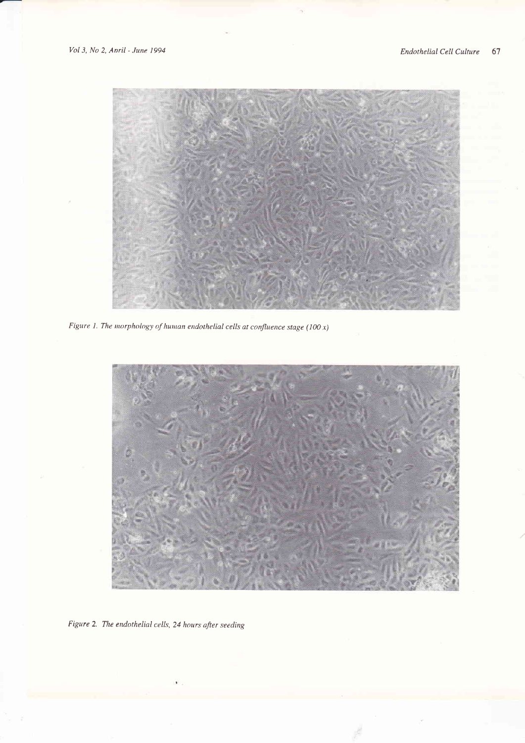Figure 1. The morphology of human endothelial cells at confluence stage (100 x)

Figure 2. The endothelial cells, 24 hours after seeding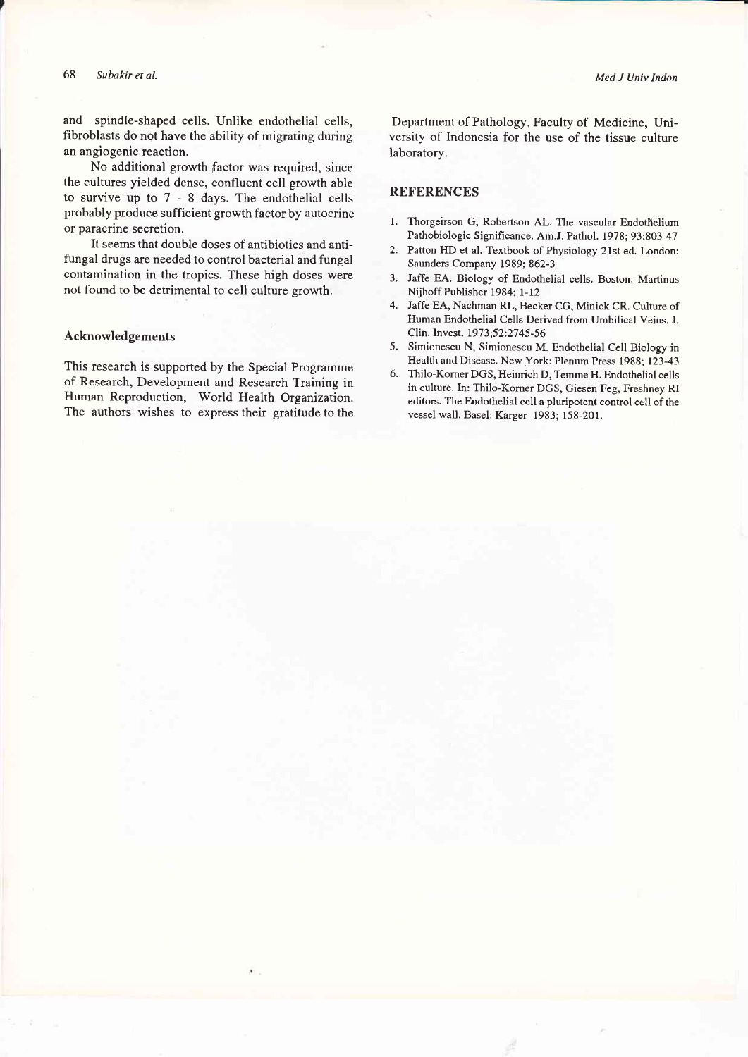and spindle-shaped cells. Unlike endothelial cells, fibroblasts do not have the ability of migrating during an angiogenic reaction.

No additional growth factor was required, since the cultures yielded dense, confluent cell growth able to survive up to 7 - 8 days. The endothelial cells probably produce sufficient growth factor by autocrine or paracrine secretion.

It seems that double doses of antibiotics and antifungal drugs are needed to control bacterial and fungal contamination in the tropics. These high doses were not found to be detrimental to cell culture growth.

### Acknowledgements

This research is supported by the Special Programme of Research, Development and Research Training in Human Reproduction, World Health Organization. The authors wishes to express their gratitude to the Department of Pathology, Faculty of Medicine, University of Indonesia for the use of the tissue culture laboratory.

## REFERENCES

1. Thorgeirson G, Robertson AL. The vascular Endothelium Pathobiologic Significance. Am.J. Pathol. 1978; 93:803-47
2. Patton HD et al. Textbook of Physiology 21st ed. London: Saunders Company 1989; 862-3
3. Jaffe EA. Biology of Endothelial cells. Boston: Martinus Nijhoff Publisher 1984; 1-12
4. Jaffe EA, Nachman RL, Becker CG, Minick CR. Culture of Human Endothelial Cells Derived from Umbilical Veins. J. Clin. Invest. 1973;52:2745-56
5. Simionescu N, Simionescu M. Endothelial Cell Biology in Health and Disease. New York: Plenum Press 1988; 123-43
6. Thilo-Korner DGS, Heinrich D, Temme H. Endothelial cells in culture. In: Thilo-Korner DGS, Giesen Feg, Freshney RI editors. The Endothelial cell a pluripotent control cell of the vessel wall. Basel: Karger 1983; 158-201.